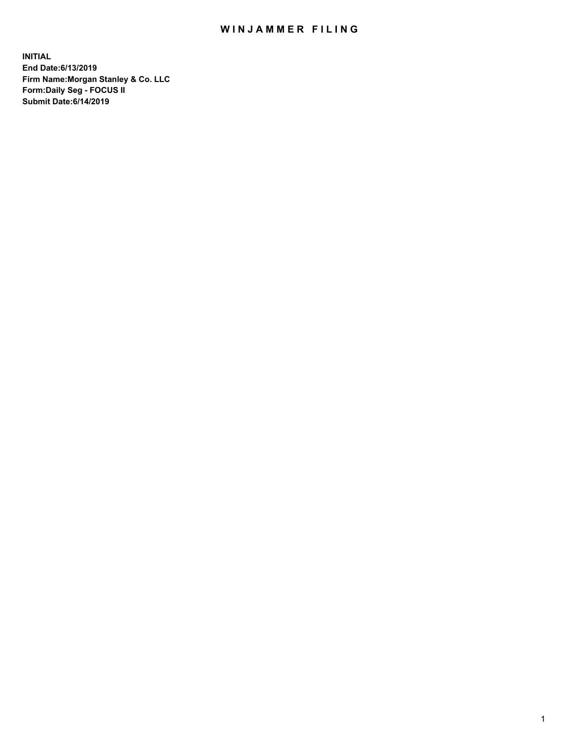# WINJAMMER FILING

**INITIAL**
**End Date:6/13/2019**
**Firm Name:Morgan Stanley & Co. LLC**
**Form:Daily Seg - FOCUS II**
**Submit Date:6/14/2019**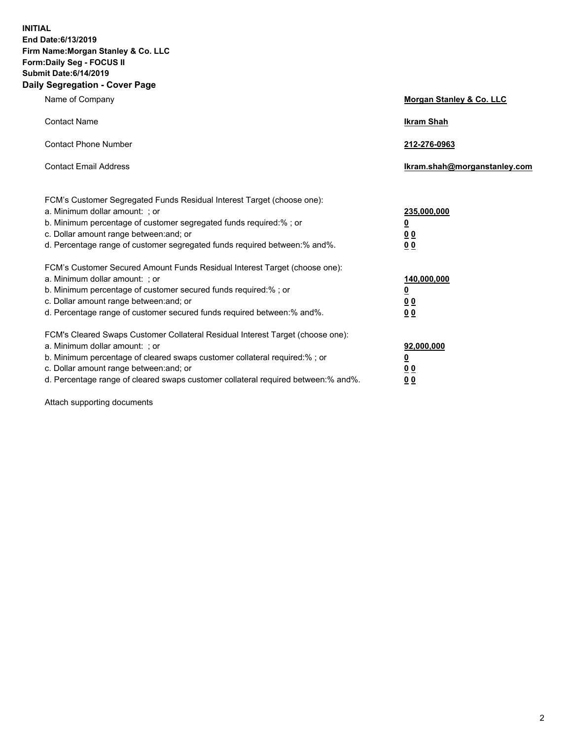**INITIAL**
**End Date:6/13/2019**
**Firm Name:Morgan Stanley & Co. LLC**
**Form:Daily Seg - FOCUS II**
**Submit Date:6/14/2019**
**Daily Segregation - Cover Page**

| | |
|---|---|
| Name of Company | **Morgan Stanley & Co. LLC** |
| Contact Name | **Ikram Shah** |
| Contact Phone Number | **212-276-0963** |
| Contact Email Address | **Ikram.shah@morganstanley.com** |

FCM's Customer Segregated Funds Residual Interest Target (choose one):

| | |
|---|---|
| a. Minimum dollar amount: ; or | **235,000,000** |
| b. Minimum percentage of customer segregated funds required:% ; or | **0** |
| c. Dollar amount range between:and; or | **0 0** |
| d. Percentage range of customer segregated funds required between:% and%. | **0 0** |

FCM's Customer Secured Amount Funds Residual Interest Target (choose one):

| | |
|---|---|
| a. Minimum dollar amount: ; or | **140,000,000** |
| b. Minimum percentage of customer secured funds required:% ; or | **0** |
| c. Dollar amount range between:and; or | **0 0** |
| d. Percentage range of customer secured funds required between:% and%. | **0 0** |

FCM's Cleared Swaps Customer Collateral Residual Interest Target (choose one):

| | |
|---|---|
| a. Minimum dollar amount: ; or | **92,000,000** |
| b. Minimum percentage of cleared swaps customer collateral required:% ; or | **0** |
| c. Dollar amount range between:and; or | **0 0** |
| d. Percentage range of cleared swaps customer collateral required between:% and%. | **0 0** |

Attach supporting documents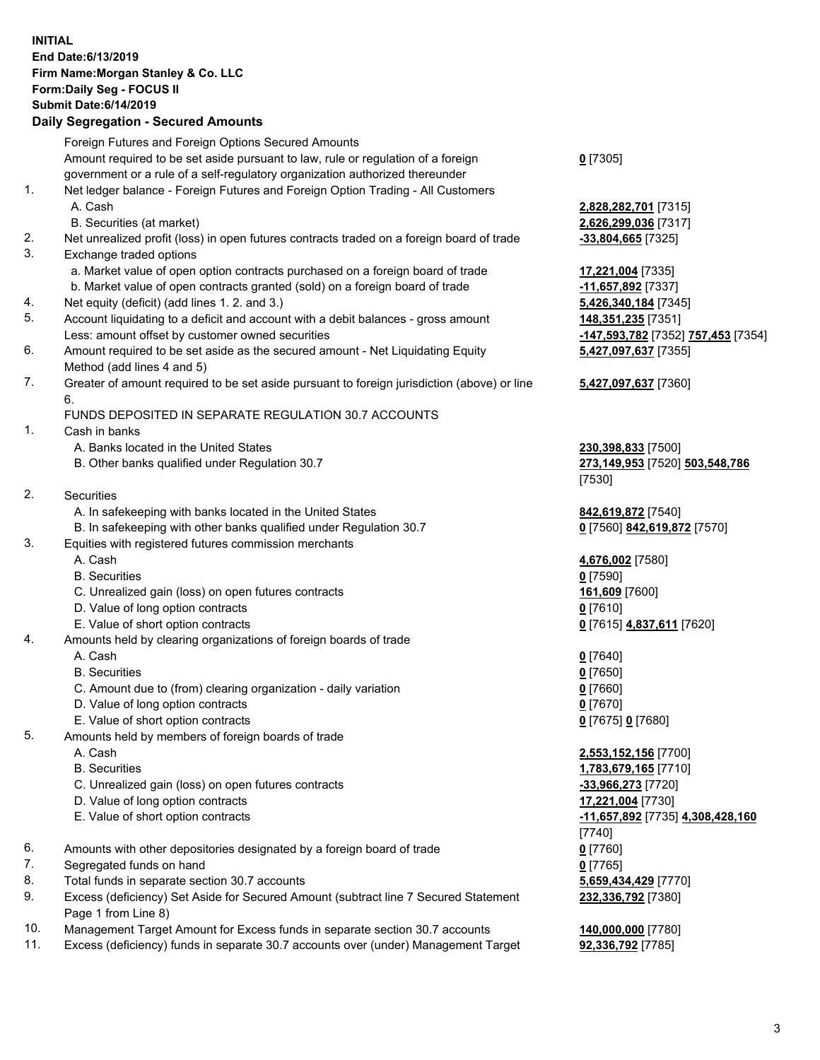**INITIAL**
**End Date:6/13/2019**
**Firm Name:Morgan Stanley & Co. LLC**
**Form:Daily Seg - FOCUS II**
**Submit Date:6/14/2019**

## Daily Segregation - Secured Amounts

| | | |
|---|---|---|
| | Foreign Futures and Foreign Options Secured Amounts | |
| | Amount required to be set aside pursuant to law, rule or regulation of a foreign government or a rule of a self-regulatory organization authorized thereunder | **0** [7305] |
| 1. | Net ledger balance - Foreign Futures and Foreign Option Trading - All Customers | |
| | A. Cash | **2,828,282,701** [7315] |
| | B. Securities (at market) | **2,626,299,036** [7317] |
| 2. | Net unrealized profit (loss) in open futures contracts traded on a foreign board of trade | **-33,804,665** [7325] |
| 3. | Exchange traded options | |
| | a. Market value of open option contracts purchased on a foreign board of trade | **17,221,004** [7335] |
| | b. Market value of open contracts granted (sold) on a foreign board of trade | **-11,657,892** [7337] |
| 4. | Net equity (deficit) (add lines 1. 2. and 3.) | **5,426,340,184** [7345] |
| 5. | Account liquidating to a deficit and account with a debit balances - gross amount | **148,351,235** [7351] |
| | Less: amount offset by customer owned securities | **-147,593,782** [7352] **757,453** [7354] |
| 6. | Amount required to be set aside as the secured amount - Net Liquidating Equity Method (add lines 4 and 5) | **5,427,097,637** [7355] |
| 7. | Greater of amount required to be set aside pursuant to foreign jurisdiction (above) or line 6. | **5,427,097,637** [7360] |
| | FUNDS DEPOSITED IN SEPARATE REGULATION 30.7 ACCOUNTS | |
| 1. | Cash in banks | |
| | A. Banks located in the United States | **230,398,833** [7500] |
| | B. Other banks qualified under Regulation 30.7 | **273,149,953** [7520] **503,548,786** [7530] |
| 2. | Securities | |
| | A. In safekeeping with banks located in the United States | **842,619,872** [7540] |
| | B. In safekeeping with other banks qualified under Regulation 30.7 | **0** [7560] **842,619,872** [7570] |
| 3. | Equities with registered futures commission merchants | |
| | A. Cash | **4,676,002** [7580] |
| | B. Securities | **0** [7590] |
| | C. Unrealized gain (loss) on open futures contracts | **161,609** [7600] |
| | D. Value of long option contracts | **0** [7610] |
| | E. Value of short option contracts | **0** [7615] **4,837,611** [7620] |
| 4. | Amounts held by clearing organizations of foreign boards of trade | |
| | A. Cash | **0** [7640] |
| | B. Securities | **0** [7650] |
| | C. Amount due to (from) clearing organization - daily variation | **0** [7660] |
| | D. Value of long option contracts | **0** [7670] |
| | E. Value of short option contracts | **0** [7675] **0** [7680] |
| 5. | Amounts held by members of foreign boards of trade | |
| | A. Cash | **2,553,152,156** [7700] |
| | B. Securities | **1,783,679,165** [7710] |
| | C. Unrealized gain (loss) on open futures contracts | **-33,966,273** [7720] |
| | D. Value of long option contracts | **17,221,004** [7730] |
| | E. Value of short option contracts | **-11,657,892** [7735] **4,308,428,160** [7740] |
| 6. | Amounts with other depositories designated by a foreign board of trade | **0** [7760] |
| 7. | Segregated funds on hand | **0** [7765] |
| 8. | Total funds in separate section 30.7 accounts | **5,659,434,429** [7770] |
| 9. | Excess (deficiency) Set Aside for Secured Amount (subtract line 7 Secured Statement Page 1 from Line 8) | **232,336,792** [7380] |
| 10. | Management Target Amount for Excess funds in separate section 30.7 accounts | **140,000,000** [7780] |
| 11. | Excess (deficiency) funds in separate 30.7 accounts over (under) Management Target | **92,336,792** [7785] |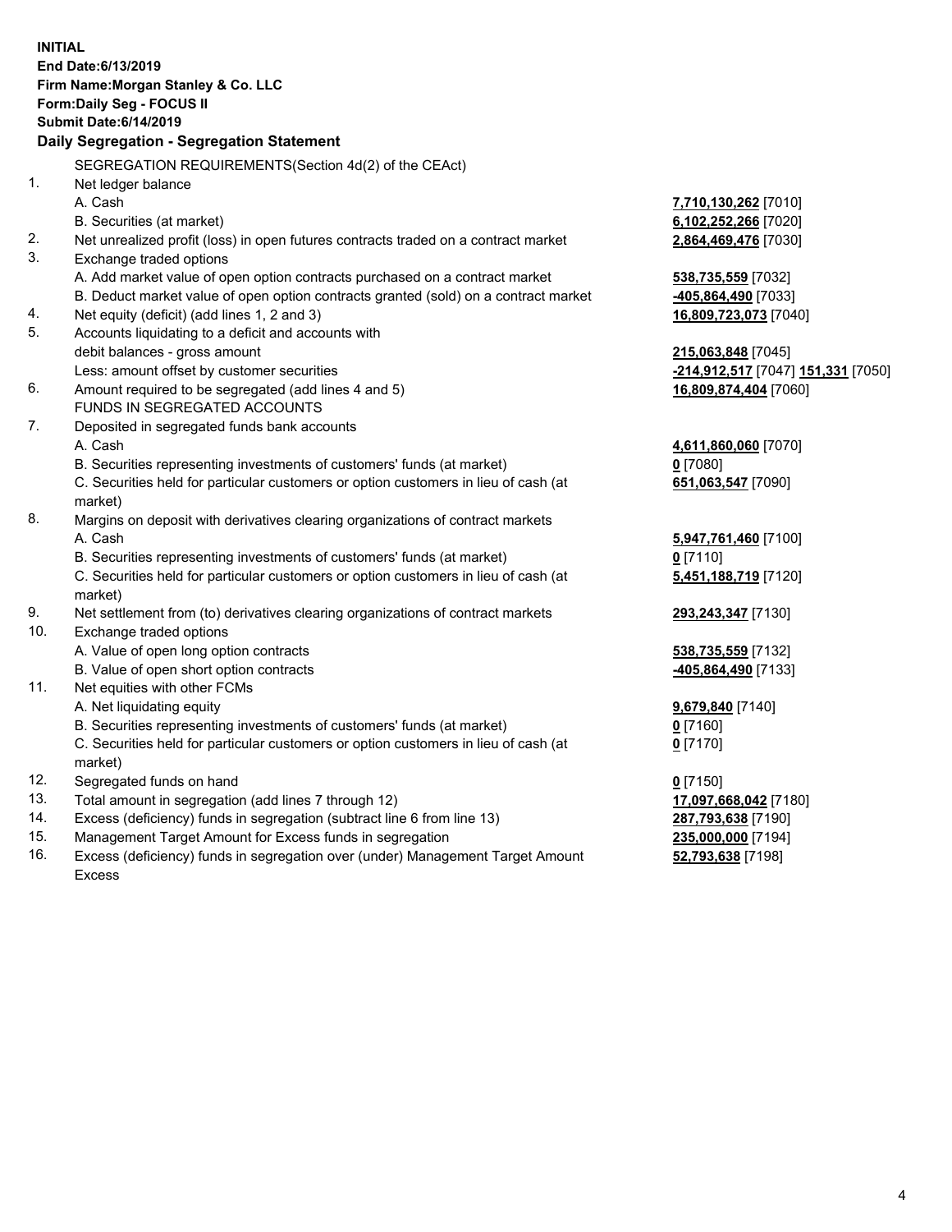**INITIAL**
**End Date:6/13/2019**
**Firm Name:Morgan Stanley & Co. LLC**
**Form:Daily Seg - FOCUS II**
**Submit Date:6/14/2019**

### Daily Segregation - Segregation Statement

SEGREGATION REQUIREMENTS(Section 4d(2) of the CEAct)

| | | |
|---|---|---|
| 1. | Net ledger balance | |
| | A. Cash | **7,710,130,262** [7010] |
| | B. Securities (at market) | **6,102,252,266** [7020] |
| 2. | Net unrealized profit (loss) in open futures contracts traded on a contract market | **2,864,469,476** [7030] |
| 3. | Exchange traded options | |
| | A. Add market value of open option contracts purchased on a contract market | **538,735,559** [7032] |
| | B. Deduct market value of open option contracts granted (sold) on a contract market | **-405,864,490** [7033] |
| 4. | Net equity (deficit) (add lines 1, 2 and 3) | **16,809,723,073** [7040] |
| 5. | Accounts liquidating to a deficit and accounts with debit balances - gross amount | **215,063,848** [7045] |
| | Less: amount offset by customer securities | **-214,912,517** [7047] **151,331** [7050] |
| 6. | Amount required to be segregated (add lines 4 and 5) | **16,809,874,404** [7060] |
| | FUNDS IN SEGREGATED ACCOUNTS | |
| 7. | Deposited in segregated funds bank accounts | |
| | A. Cash | **4,611,860,060** [7070] |
| | B. Securities representing investments of customers' funds (at market) | **0** [7080] |
| | C. Securities held for particular customers or option customers in lieu of cash (at market) | **651,063,547** [7090] |
| 8. | Margins on deposit with derivatives clearing organizations of contract markets | |
| | A. Cash | **5,947,761,460** [7100] |
| | B. Securities representing investments of customers' funds (at market) | **0** [7110] |
| | C. Securities held for particular customers or option customers in lieu of cash (at market) | **5,451,188,719** [7120] |
| 9. | Net settlement from (to) derivatives clearing organizations of contract markets | **293,243,347** [7130] |
| 10. | Exchange traded options | |
| | A. Value of open long option contracts | **538,735,559** [7132] |
| | B. Value of open short option contracts | **-405,864,490** [7133] |
| 11. | Net equities with other FCMs | |
| | A. Net liquidating equity | **9,679,840** [7140] |
| | B. Securities representing investments of customers' funds (at market) | **0** [7160] |
| | C. Securities held for particular customers or option customers in lieu of cash (at market) | **0** [7170] |
| 12. | Segregated funds on hand | **0** [7150] |
| 13. | Total amount in segregation (add lines 7 through 12) | **17,097,668,042** [7180] |
| 14. | Excess (deficiency) funds in segregation (subtract line 6 from line 13) | **287,793,638** [7190] |
| 15. | Management Target Amount for Excess funds in segregation | **235,000,000** [7194] |
| 16. | Excess (deficiency) funds in segregation over (under) Management Target Amount Excess | **52,793,638** [7198] |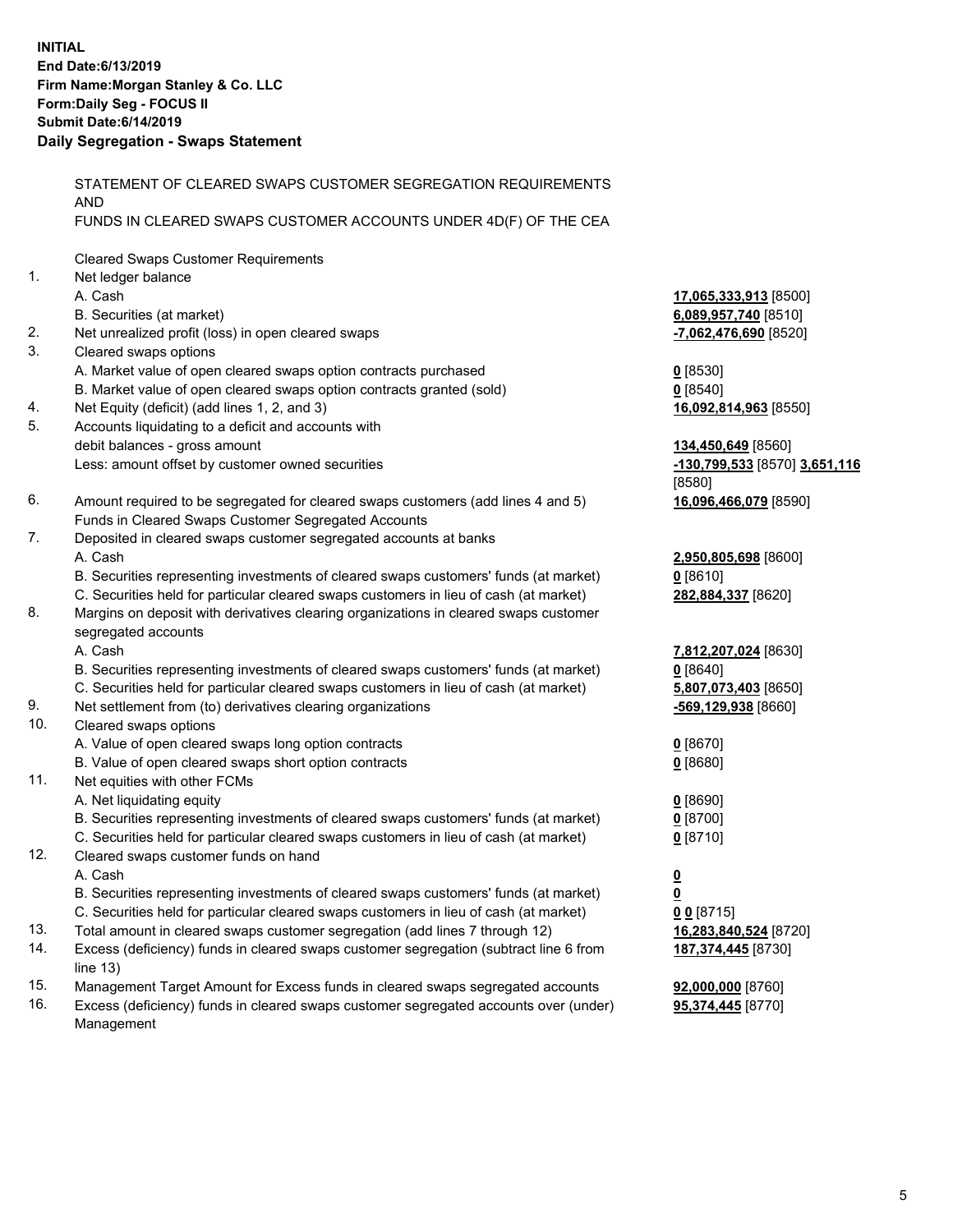**INITIAL**
**End Date:6/13/2019**
**Firm Name:Morgan Stanley & Co. LLC**
**Form:Daily Seg - FOCUS II**
**Submit Date:6/14/2019**
**Daily Segregation - Swaps Statement**

STATEMENT OF CLEARED SWAPS CUSTOMER SEGREGATION REQUIREMENTS AND FUNDS IN CLEARED SWAPS CUSTOMER ACCOUNTS UNDER 4D(F) OF THE CEA

| | | |
|---|---|---|
| | Cleared Swaps Customer Requirements | |
| 1. | Net ledger balance | |
| | A. Cash | **17,065,333,913** [8500] |
| | B. Securities (at market) | **6,089,957,740** [8510] |
| 2. | Net unrealized profit (loss) in open cleared swaps | **-7,062,476,690** [8520] |
| 3. | Cleared swaps options | |
| | A. Market value of open cleared swaps option contracts purchased | **0** [8530] |
| | B. Market value of open cleared swaps option contracts granted (sold) | **0** [8540] |
| 4. | Net Equity (deficit) (add lines 1, 2, and 3) | **16,092,814,963** [8550] |
| 5. | Accounts liquidating to a deficit and accounts with debit balances - gross amount | **134,450,649** [8560] |
| | Less: amount offset by customer owned securities | **-130,799,533** [8570] **3,651,116** [8580] |
| 6. | Amount required to be segregated for cleared swaps customers (add lines 4 and 5) | **16,096,466,079** [8590] |
| | Funds in Cleared Swaps Customer Segregated Accounts | |
| 7. | Deposited in cleared swaps customer segregated accounts at banks | |
| | A. Cash | **2,950,805,698** [8600] |
| | B. Securities representing investments of cleared swaps customers' funds (at market) | **0** [8610] |
| | C. Securities held for particular cleared swaps customers in lieu of cash (at market) | **282,884,337** [8620] |
| 8. | Margins on deposit with derivatives clearing organizations in cleared swaps customer segregated accounts | |
| | A. Cash | **7,812,207,024** [8630] |
| | B. Securities representing investments of cleared swaps customers' funds (at market) | **0** [8640] |
| | C. Securities held for particular cleared swaps customers in lieu of cash (at market) | **5,807,073,403** [8650] |
| 9. | Net settlement from (to) derivatives clearing organizations | **-569,129,938** [8660] |
| 10. | Cleared swaps options | |
| | A. Value of open cleared swaps long option contracts | **0** [8670] |
| | B. Value of open cleared swaps short option contracts | **0** [8680] |
| 11. | Net equities with other FCMs | |
| | A. Net liquidating equity | **0** [8690] |
| | B. Securities representing investments of cleared swaps customers' funds (at market) | **0** [8700] |
| | C. Securities held for particular cleared swaps customers in lieu of cash (at market) | **0** [8710] |
| 12. | Cleared swaps customer funds on hand | |
| | A. Cash | **0** |
| | B. Securities representing investments of cleared swaps customers' funds (at market) | **0** |
| | C. Securities held for particular cleared swaps customers in lieu of cash (at market) | **0** **0** [8715] |
| 13. | Total amount in cleared swaps customer segregation (add lines 7 through 12) | **16,283,840,524** [8720] |
| 14. | Excess (deficiency) funds in cleared swaps customer segregation (subtract line 6 from line 13) | **187,374,445** [8730] |
| 15. | Management Target Amount for Excess funds in cleared swaps segregated accounts | **92,000,000** [8760] |
| 16. | Excess (deficiency) funds in cleared swaps customer segregated accounts over (under) Management | **95,374,445** [8770] |